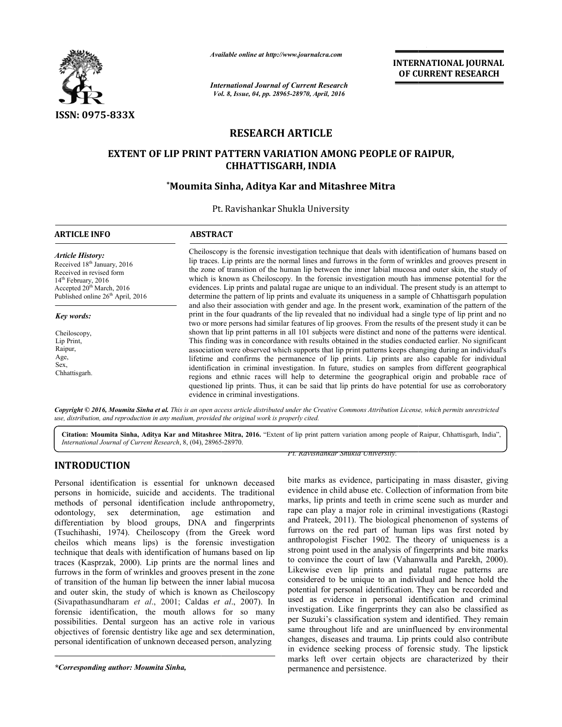ISSN: 0975-833X

*Available online at http://www.journalcra.com*

*International Journal of Current Research*
*Vol. 8, Issue, 04, pp. 28965-28970, April, 2016*

**INTERNATIONAL JOURNAL OF CURRENT RESEARCH**

## RESEARCH ARTICLE

# EXTENT OF LIP PRINT PATTERN VARIATION AMONG PEOPLE OF RAIPUR, CHHATTISGARH, INDIA

**\*Moumita Sinha, Aditya Kar and Mitashree Mitra**

Pt. Ravishankar Shukla University

**ARTICLE INFO**

*Article History:*
Received 18th January, 2016
Received in revised form
14th February, 2016
Accepted 20th March, 2016
Published online 26th April, 2016

*Key words:*

Cheiloscopy,
Lip Print,
Raipur,
Age,
Sex,
Chhattisgarh.

**ABSTRACT**

Cheiloscopy is the forensic investigation technique that deals with identification of humans based on lip traces. Lip prints are the normal lines and furrows in the form of wrinkles and grooves present in the zone of transition of the human lip between the inner labial mucosa and outer skin, the study of which is known as Cheiloscopy. In the forensic investigation mouth has immense potential for the evidences. Lip prints and palatal rugae are unique to an individual. The present study is an attempt to determine the pattern of lip prints and evaluate its uniqueness in a sample of Chhattisgarh population and also their association with gender and age. In the present work, examination of the pattern of the print in the four quadrants of the lip revealed that no individual had a single type of lip print and no two or more persons had similar features of lip grooves. From the results of the present study it can be shown that lip print patterns in all 101 subjects were distinct and none of the patterns were identical. This finding was in concordance with results obtained in the studies conducted earlier. No significant association were observed which supports that lip print patterns keeps changing during an individual's lifetime and confirms the permanence of lip prints. Lip prints are also capable for individual identification in criminal investigation. In future, studies on samples from different geographical regions and ethnic races will help to determine the geographical origin and probable race of questioned lip prints. Thus, it can be said that lip prints do have potential for use as corroboratory evidence in criminal investigations.

*Copyright © 2016, Moumita Sinha et al. This is an open access article distributed under the Creative Commons Attribution License, which permits unrestricted use, distribution, and reproduction in any medium, provided the original work is properly cited.*

**Citation: Moumita Sinha, Aditya Kar and Mitashree Mitra, 2016.** "Extent of lip print pattern variation among people of Raipur, Chhattisgarh, India", *International Journal of Current Research*, 8, (04), 28965-28970.

## INTRODUCTION

Personal identification is essential for unknown deceased persons in homicide, suicide and accidents. The traditional methods of personal identification include anthropometry, odontology, sex determination, age estimation and differentiation by blood groups, DNA and fingerprints (Tsuchihashi, 1974). Cheiloscopy (from the Greek word cheilos which means lips) is the forensic investigation technique that deals with identification of humans based on lip traces (Kasprzak, 2000). Lip prints are the normal lines and furrows in the form of wrinkles and grooves present in the zone of transition of the human lip between the inner labial mucosa and outer skin, the study of which is known as Cheiloscopy (Sivapathasundharam *et al*., 2001; Caldas *et al*., 2007). In forensic identification, the mouth allows for so many possibilities. Dental surgeon has an active role in various objectives of forensic dentistry like age and sex determination, personal identification of unknown deceased person, analyzing bite marks as evidence, participating in mass disaster, giving evidence in child abuse etc. Collection of information from bite marks, lip prints and teeth in crime scene such as murder and rape can play a major role in criminal investigations (Rastogi and Prateek, 2011). The biological phenomenon of systems of furrows on the red part of human lips was first noted by anthropologist Fischer 1902. The theory of uniqueness is a strong point used in the analysis of fingerprints and bite marks to convince the court of law (Vahanwalla and Parekh, 2000). Likewise even lip prints and palatal rugae patterns are considered to be unique to an individual and hence hold the potential for personal identification. They can be recorded and used as evidence in personal identification and criminal investigation. Like fingerprints they can also be classified as per Suzuki's classification system and identified. They remain same throughout life and are uninfluenced by environmental changes, diseases and trauma. Lip prints could also contribute in evidence seeking process of forensic study. The lipstick marks left over certain objects are characterized by their permanence and persistence.

*\*Corresponding author: Moumita Sinha,*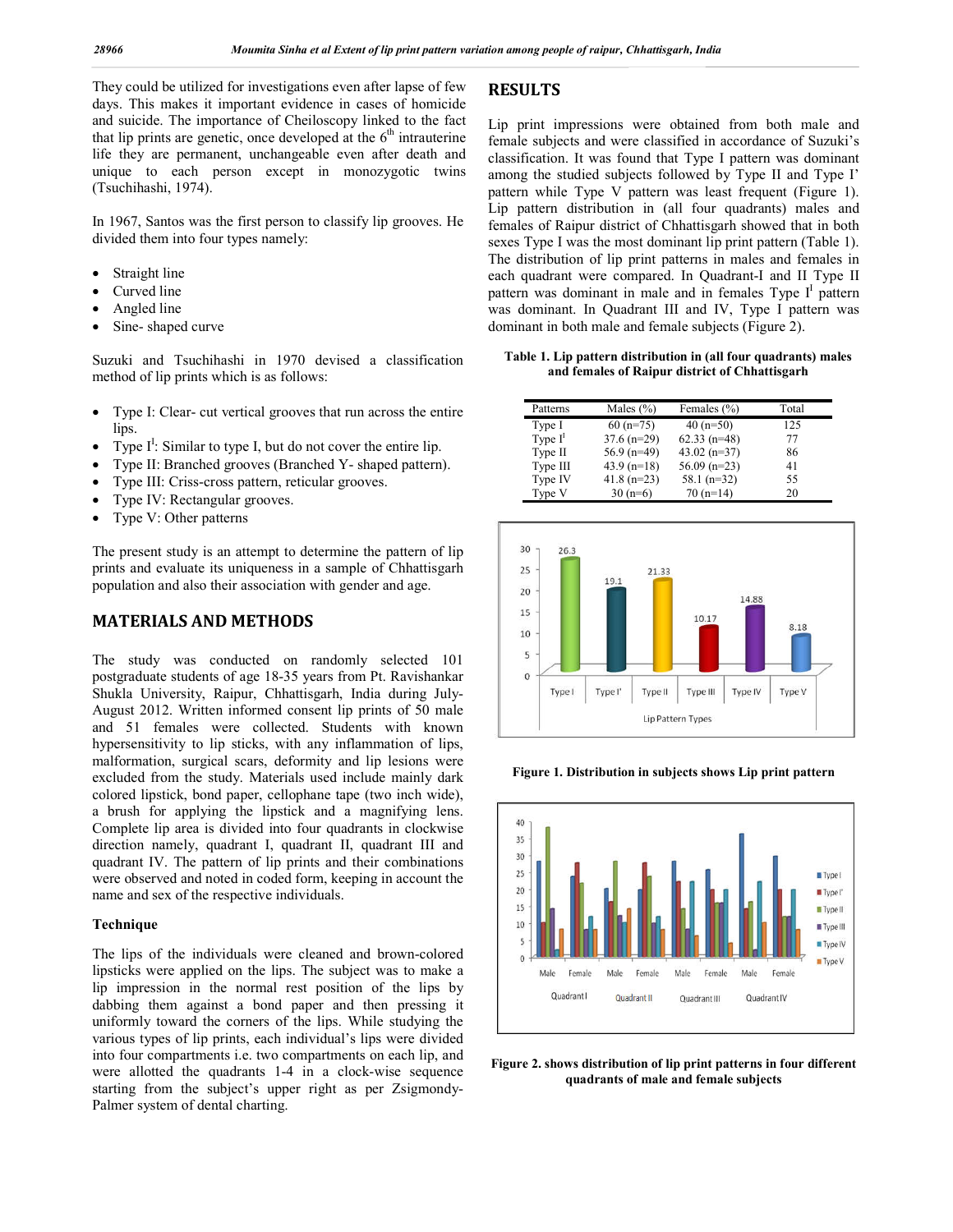They could be utilized for investigations even after lapse of few days. This makes it important evidence in cases of homicide and suicide. The importance of Cheiloscopy linked to the fact that lip prints are genetic, once developed at the 6th intrauterine life they are permanent, unchangeable even after death and unique to each person except in monozygotic twins (Tsuchihashi, 1974).

In 1967, Santos was the first person to classify lip grooves. He divided them into four types namely:

- Straight line
- Curved line
- Angled line
- Sine- shaped curve

Suzuki and Tsuchihashi in 1970 devised a classification method of lip prints which is as follows:

- Type I: Clear- cut vertical grooves that run across the entire lips.
- Type I': Similar to type I, but do not cover the entire lip.
- Type II: Branched grooves (Branched Y- shaped pattern).
- Type III: Criss-cross pattern, reticular grooves.
- Type IV: Rectangular grooves.
- Type V: Other patterns

The present study is an attempt to determine the pattern of lip prints and evaluate its uniqueness in a sample of Chhattisgarh population and also their association with gender and age.

## MATERIALS AND METHODS

The study was conducted on randomly selected 101 postgraduate students of age 18-35 years from Pt. Ravishankar Shukla University, Raipur, Chhattisgarh, India during July-August 2012. Written informed consent lip prints of 50 male and 51 females were collected. Students with known hypersensitivity to lip sticks, with any inflammation of lips, malformation, surgical scars, deformity and lip lesions were excluded from the study. Materials used include mainly dark colored lipstick, bond paper, cellophane tape (two inch wide), a brush for applying the lipstick and a magnifying lens. Complete lip area is divided into four quadrants in clockwise direction namely, quadrant I, quadrant II, quadrant III and quadrant IV. The pattern of lip prints and their combinations were observed and noted in coded form, keeping in account the name and sex of the respective individuals.

### Technique

The lips of the individuals were cleaned and brown-colored lipsticks were applied on the lips. The subject was to make a lip impression in the normal rest position of the lips by dabbing them against a bond paper and then pressing it uniformly toward the corners of the lips. While studying the various types of lip prints, each individual's lips were divided into four compartments i.e. two compartments on each lip, and were allotted the quadrants 1-4 in a clock-wise sequence starting from the subject's upper right as per Zsigmondy-Palmer system of dental charting.

## RESULTS

Lip print impressions were obtained from both male and female subjects and were classified in accordance of Suzuki's classification. It was found that Type I pattern was dominant among the studied subjects followed by Type II and Type I' pattern while Type V pattern was least frequent (Figure 1). Lip pattern distribution in (all four quadrants) males and females of Raipur district of Chhattisgarh showed that in both sexes Type I was the most dominant lip print pattern (Table 1). The distribution of lip print patterns in males and females in each quadrant were compared. In Quadrant-I and II Type II pattern was dominant in male and in females Type I' pattern was dominant. In Quadrant III and IV, Type I pattern was dominant in both male and female subjects (Figure 2).

**Table 1. Lip pattern distribution in (all four quadrants) males and females of Raipur district of Chhattisgarh**

| Patterns | Males (%) | Females (%) | Total |
|---|---|---|---|
| Type I | 60 (n=75) | 40 (n=50) | 125 |
| Type I' | 37.6 (n=29) | 62.33 (n=48) | 77 |
| Type II | 56.9 (n=49) | 43.02 (n=37) | 86 |
| Type III | 43.9 (n=18) | 56.09 (n=23) | 41 |
| Type IV | 41.8 (n=23) | 58.1 (n=32) | 55 |
| Type V | 30 (n=6) | 70 (n=14) | 20 |

**Figure 1. Distribution in subjects shows Lip print pattern**

**Figure 2. shows distribution of lip print patterns in four different quadrants of male and female subjects**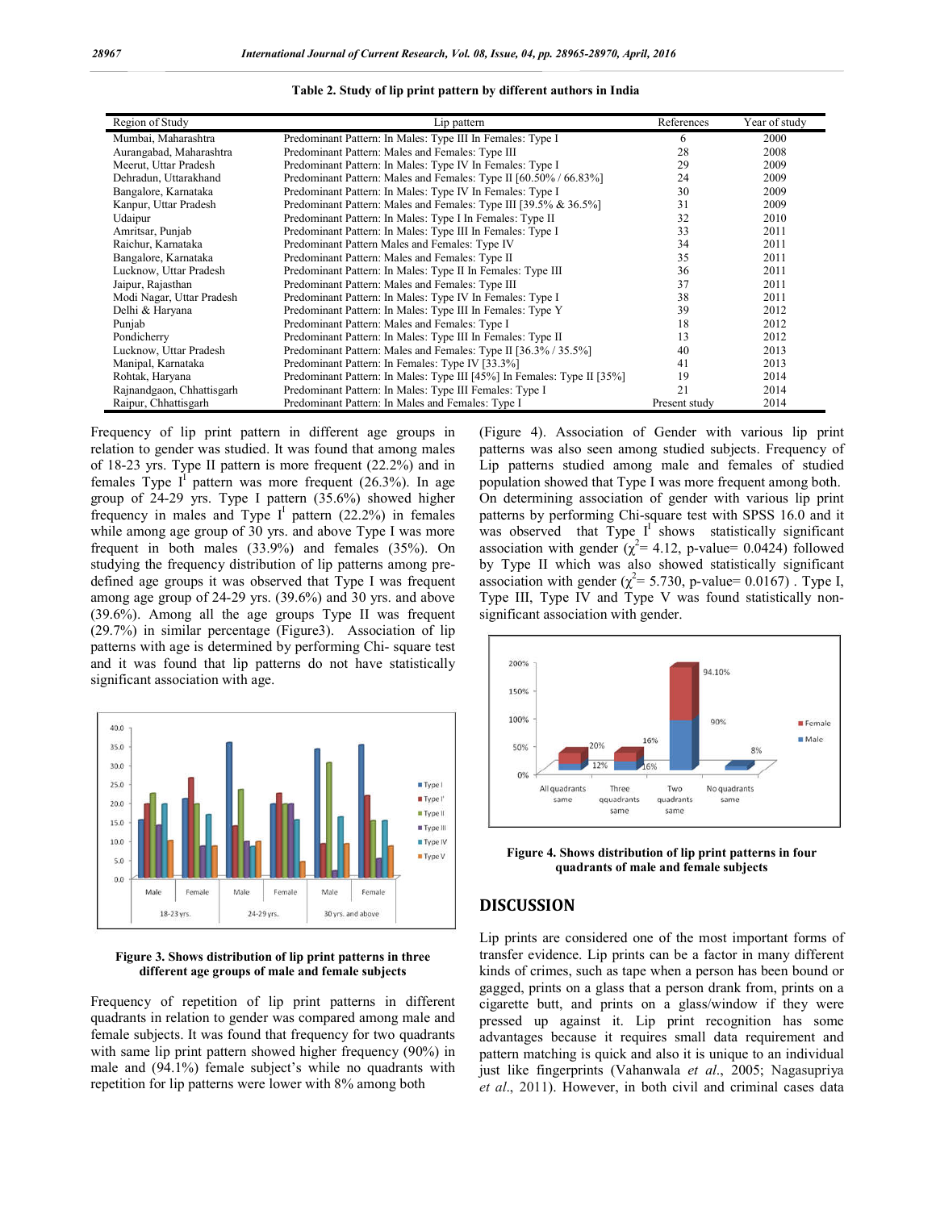**Table 2. Study of lip print pattern by different authors in India**

| Region of Study | Lip pattern | References | Year of study |
|---|---|---|---|
| Mumbai, Maharashtra | Predominant Pattern: In Males: Type III In Females: Type I | 6 | 2000 |
| Aurangabad, Maharashtra | Predominant Pattern: Males and Females: Type III | 28 | 2008 |
| Meerut, Uttar Pradesh | Predominant Pattern: In Males: Type IV In Females: Type I | 29 | 2009 |
| Dehradun, Uttarakhand | Predominant Pattern: Males and Females: Type II [60.50% / 66.83%] | 24 | 2009 |
| Bangalore, Karnataka | Predominant Pattern: In Males: Type IV In Females: Type I | 30 | 2009 |
| Kanpur, Uttar Pradesh | Predominant Pattern: Males and Females: Type III [39.5% & 36.5%] | 31 | 2009 |
| Udaipur | Predominant Pattern: In Males: Type I In Females: Type II | 32 | 2010 |
| Amritsar, Punjab | Predominant Pattern: In Males: Type III In Females: Type I | 33 | 2011 |
| Raichur, Karnataka | Predominant Pattern Males and Females: Type IV | 34 | 2011 |
| Bangalore, Karnataka | Predominant Pattern: Males and Females: Type II | 35 | 2011 |
| Lucknow, Uttar Pradesh | Predominant Pattern: In Males: Type II In Females: Type III | 36 | 2011 |
| Jaipur, Rajasthan | Predominant Pattern: Males and Females: Type III | 37 | 2011 |
| Modi Nagar, Uttar Pradesh | Predominant Pattern: In Males: Type IV In Females: Type I | 38 | 2011 |
| Delhi & Haryana | Predominant Pattern: In Males: Type III In Females: Type Y | 39 | 2012 |
| Punjab | Predominant Pattern: Males and Females: Type I | 18 | 2012 |
| Pondicherry | Predominant Pattern: In Males: Type III In Females: Type II | 13 | 2012 |
| Lucknow, Uttar Pradesh | Predominant Pattern: Males and Females: Type II [36.3% / 35.5%] | 40 | 2013 |
| Manipal, Karnataka | Predominant Pattern: In Females: Type IV [33.3%] | 41 | 2013 |
| Rohtak, Haryana | Predominant Pattern: In Males: Type III [45%] In Females: Type II [35%] | 19 | 2014 |
| Rajnandgaon, Chhattisgarh | Predominant Pattern: In Males: Type III Females: Type I | 21 | 2014 |
| Raipur, Chhattisgarh | Predominant Pattern: In Males and Females: Type I | Present study | 2014 |

Frequency of lip print pattern in different age groups in relation to gender was studied. It was found that among males of 18-23 yrs. Type II pattern is more frequent (22.2%) and in females Type I[1] pattern was more frequent (26.3%). In age group of 24-29 yrs. Type I pattern (35.6%) showed higher frequency in males and Type I[1] pattern (22.2%) in females while among age group of 30 yrs. and above Type I was more frequent in both males (33.9%) and females (35%). On studying the frequency distribution of lip patterns among pre-defined age groups it was observed that Type I was frequent among age group of 24-29 yrs. (39.6%) and 30 yrs. and above (39.6%). Among all the age groups Type II was frequent (29.7%) in similar percentage (Figure3). Association of lip patterns with age is determined by performing Chi- square test and it was found that lip patterns do not have statistically significant association with age.

**Figure 3. Shows distribution of lip print patterns in three different age groups of male and female subjects**

Frequency of repetition of lip print patterns in different quadrants in relation to gender was compared among male and female subjects. It was found that frequency for two quadrants with same lip print pattern showed higher frequency (90%) in male and (94.1%) female subject's while no quadrants with repetition for lip patterns were lower with 8% among both (Figure 4). Association of Gender with various lip print patterns was also seen among studied subjects. Frequency of Lip patterns studied among male and females of studied population showed that Type I was more frequent among both. On determining association of gender with various lip print patterns by performing Chi-square test with SPSS 16.0 and it was observed that Type I[1] shows statistically significant association with gender ($\chi^2$= 4.12, p-value= 0.0424) followed by Type II which was also showed statistically significant association with gender ($\chi^2$= 5.730, p-value= 0.0167) . Type I, Type III, Type IV and Type V was found statistically non-significant association with gender.

**Figure 4. Shows distribution of lip print patterns in four quadrants of male and female subjects**

## DISCUSSION

Lip prints are considered one of the most important forms of transfer evidence. Lip prints can be a factor in many different kinds of crimes, such as tape when a person has been bound or gagged, prints on a glass that a person drank from, prints on a cigarette butt, and prints on a glass/window if they were pressed up against it. Lip print recognition has some advantages because it requires small data requirement and pattern matching is quick and also it is unique to an individual just like fingerprints (Vahanwala *et al*., 2005; Nagasupriya *et al*., 2011). However, in both civil and criminal cases data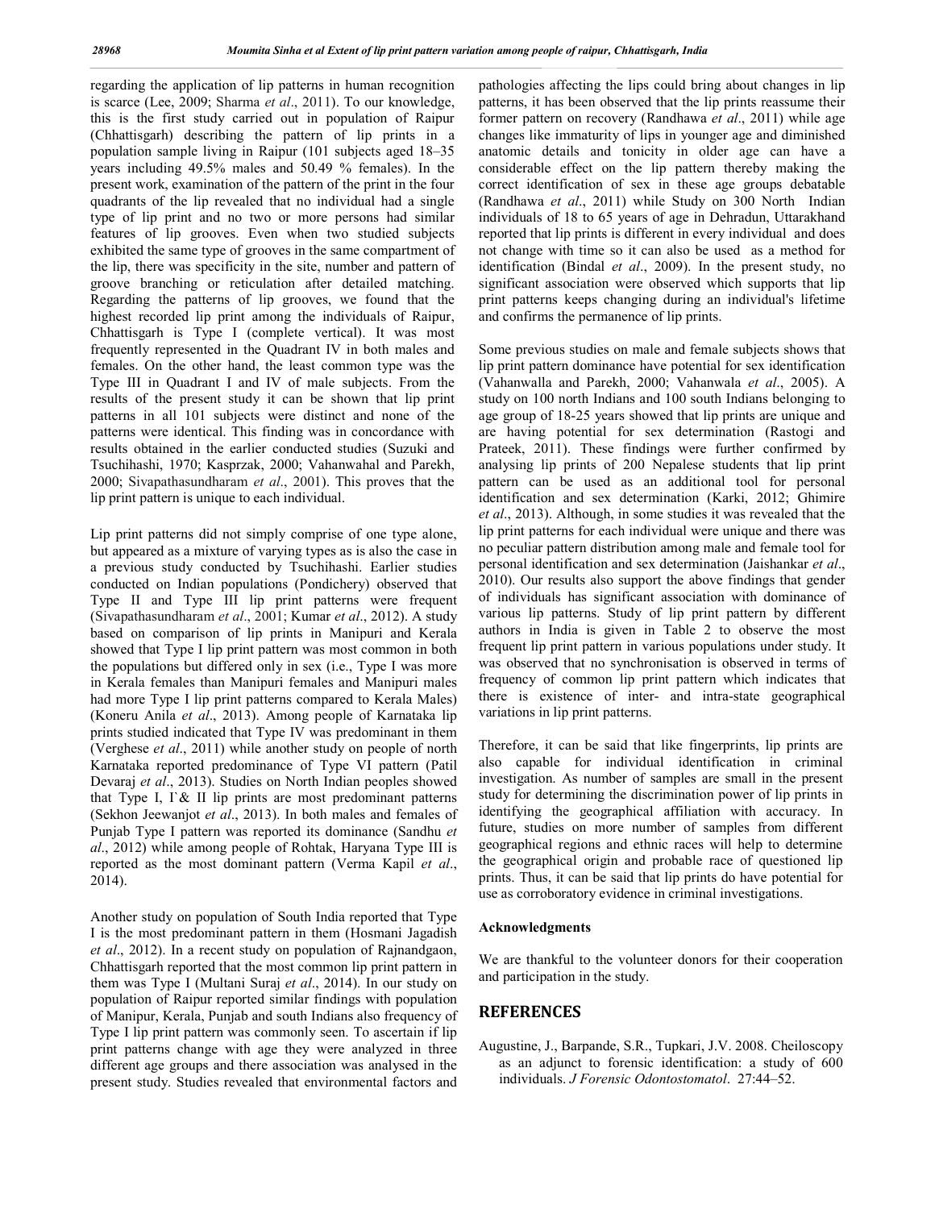regarding the application of lip patterns in human recognition is scarce (Lee, 2009; Sharma *et al*., 2011). To our knowledge, this is the first study carried out in population of Raipur (Chhattisgarh) describing the pattern of lip prints in a population sample living in Raipur (101 subjects aged 18–35 years including 49.5% males and 50.49 % females). In the present work, examination of the pattern of the print in the four quadrants of the lip revealed that no individual had a single type of lip print and no two or more persons had similar features of lip grooves. Even when two studied subjects exhibited the same type of grooves in the same compartment of the lip, there was specificity in the site, number and pattern of groove branching or reticulation after detailed matching. Regarding the patterns of lip grooves, we found that the highest recorded lip print among the individuals of Raipur, Chhattisgarh is Type I (complete vertical). It was most frequently represented in the Quadrant IV in both males and females. On the other hand, the least common type was the Type III in Quadrant I and IV of male subjects. From the results of the present study it can be shown that lip print patterns in all 101 subjects were distinct and none of the patterns were identical. This finding was in concordance with results obtained in the earlier conducted studies (Suzuki and Tsuchihashi, 1970; Kasprzak, 2000; Vahanwahal and Parekh, 2000; Sivapathasundharam *et al*., 2001). This proves that the lip print pattern is unique to each individual.

Lip print patterns did not simply comprise of one type alone, but appeared as a mixture of varying types as is also the case in a previous study conducted by Tsuchihashi. Earlier studies conducted on Indian populations (Pondichery) observed that Type II and Type III lip print patterns were frequent (Sivapathasundharam *et al*., 2001; Kumar *et al*., 2012). A study based on comparison of lip prints in Manipuri and Kerala showed that Type I lip print pattern was most common in both the populations but differed only in sex (i.e., Type I was more in Kerala females than Manipuri females and Manipuri males had more Type I lip print patterns compared to Kerala Males) (Koneru Anila *et al*., 2013). Among people of Karnataka lip prints studied indicated that Type IV was predominant in them (Verghese *et al*., 2011) while another study on people of north Karnataka reported predominance of Type VI pattern (Patil Devaraj *et al*., 2013). Studies on North Indian peoples showed that Type I, I`& II lip prints are most predominant patterns (Sekhon Jeewanjot *et al*., 2013). In both males and females of Punjab Type I pattern was reported its dominance (Sandhu *et al*., 2012) while among people of Rohtak, Haryana Type III is reported as the most dominant pattern (Verma Kapil *et al*., 2014).

Another study on population of South India reported that Type I is the most predominant pattern in them (Hosmani Jagadish *et al*., 2012). In a recent study on population of Rajnandgaon, Chhattisgarh reported that the most common lip print pattern in them was Type I (Multani Suraj *et al*., 2014). In our study on population of Raipur reported similar findings with population of Manipur, Kerala, Punjab and south Indians also frequency of Type I lip print pattern was commonly seen. To ascertain if lip print patterns change with age they were analyzed in three different age groups and there association was analysed in the present study. Studies revealed that environmental factors and pathologies affecting the lips could bring about changes in lip patterns, it has been observed that the lip prints reassume their former pattern on recovery (Randhawa *et al*., 2011) while age changes like immaturity of lips in younger age and diminished anatomic details and tonicity in older age can have a considerable effect on the lip pattern thereby making the correct identification of sex in these age groups debatable (Randhawa *et al*., 2011) while Study on 300 North Indian individuals of 18 to 65 years of age in Dehradun, Uttarakhand reported that lip prints is different in every individual and does not change with time so it can also be used as a method for identification (Bindal *et al*., 2009). In the present study, no significant association were observed which supports that lip print patterns keeps changing during an individual's lifetime and confirms the permanence of lip prints.

Some previous studies on male and female subjects shows that lip print pattern dominance have potential for sex identification (Vahanwalla and Parekh, 2000; Vahanwala *et al*., 2005). A study on 100 north Indians and 100 south Indians belonging to age group of 18-25 years showed that lip prints are unique and are having potential for sex determination (Rastogi and Prateek, 2011). These findings were further confirmed by analysing lip prints of 200 Nepalese students that lip print pattern can be used as an additional tool for personal identification and sex determination (Karki, 2012; Ghimire *et al*., 2013). Although, in some studies it was revealed that the lip print patterns for each individual were unique and there was no peculiar pattern distribution among male and female tool for personal identification and sex determination (Jaishankar *et al*., 2010). Our results also support the above findings that gender of individuals has significant association with dominance of various lip patterns. Study of lip print pattern by different authors in India is given in Table 2 to observe the most frequent lip print pattern in various populations under study. It was observed that no synchronisation is observed in terms of frequency of common lip print pattern which indicates that there is existence of inter- and intra-state geographical variations in lip print patterns.

Therefore, it can be said that like fingerprints, lip prints are also capable for individual identification in criminal investigation. As number of samples are small in the present study for determining the discrimination power of lip prints in identifying the geographical affiliation with accuracy. In future, studies on more number of samples from different geographical regions and ethnic races will help to determine the geographical origin and probable race of questioned lip prints. Thus, it can be said that lip prints do have potential for use as corroboratory evidence in criminal investigations.

### Acknowledgments

We are thankful to the volunteer donors for their cooperation and participation in the study.

## REFERENCES

Augustine, J., Barpande, S.R., Tupkari, J.V. 2008. Cheiloscopy as an adjunct to forensic identification: a study of 600 individuals. *J Forensic Odontostomatol*. 27:44–52.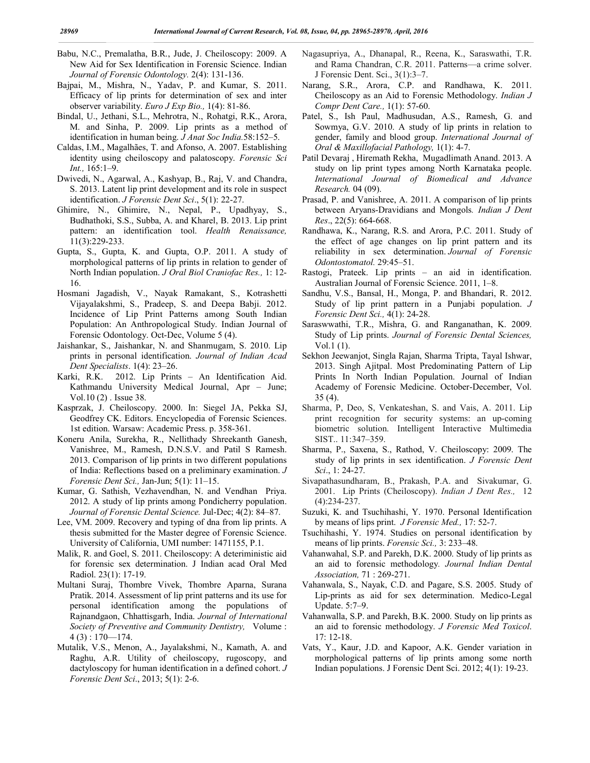Babu, N.C., Premalatha, B.R., Jude, J. Cheiloscopy: 2009. A New Aid for Sex Identification in Forensic Science. Indian *Journal of Forensic Odontology.* 2(4): 131-136.

Bajpai, M., Mishra, N., Yadav, P. and Kumar, S. 2011. Efficacy of lip prints for determination of sex and inter observer variability. *Euro J Exp Bio.,* 1(4): 81-86.

Bindal, U., Jethani, S.L., Mehrotra, N., Rohatgi, R.K., Arora, M. and Sinha, P. 2009. Lip prints as a method of identification in human being. *J Anat Soc India.*58:152–5.

Caldas, I.M., Magalhães, T. and Afonso, A. 2007. Establishing identity using cheiloscopy and palatoscopy. *Forensic Sci Int.,* 165:1–9.

Dwivedi, N., Agarwal, A., Kashyap, B., Raj, V. and Chandra, S. 2013. Latent lip print development and its role in suspect identification. *J Forensic Dent Sci*., 5(1): 22-27.

Ghimire, N., Ghimire, N., Nepal, P., Upadhyay, S., Budhathoki, S.S., Subba, A. and Kharel, B. 2013. Lip print pattern: an identification tool. *Health Renaissance,* 11(3):229-233.

Gupta, S., Gupta, K. and Gupta, O.P. 2011. A study of morphological patterns of lip prints in relation to gender of North Indian population. *J Oral Biol Craniofac Res.,* 1: 12-16.

Hosmani Jagadish, V., Nayak Ramakant, S., Kotrashetti Vijayalakshmi, S., Pradeep, S. and Deepa Babji. 2012. Incidence of Lip Print Patterns among South Indian Population: An Anthropological Study. Indian Journal of Forensic Odontology. Oct-Dec, Volume 5 (4).

Jaishankar, S., Jaishankar, N. and Shanmugam, S. 2010. Lip prints in personal identification. *Journal of Indian Acad Dent Specialists*. 1(4): 23–26.

Karki, R.K. 2012. Lip Prints – An Identification Aid. Kathmandu University Medical Journal, Apr – June; Vol.10 (2) . Issue 38.

Kasprzak, J. Cheiloscopy. 2000. In: Siegel JA, Pekka SJ, Geodfrey CK. Editors. Encyclopedia of Forensic Sciences. 1st edition. Warsaw: Academic Press. p. 358-361.

Koneru Anila, Surekha, R., Nellithady Shreekanth Ganesh, Vanishree, M., Ramesh, D.N.S.V. and Patil S Ramesh. 2013. Comparison of lip prints in two different populations of India: Reflections based on a preliminary examination. *J Forensic Dent Sci.,* Jan-Jun; 5(1): 11–15.

Kumar, G. Sathish, Vezhavendhan, N. and Vendhan Priya. 2012. A study of lip prints among Pondicherry population. *Journal of Forensic Dental Science.* Jul-Dec; 4(2): 84–87.

Lee, VM. 2009. Recovery and typing of dna from lip prints. A thesis submitted for the Master degree of Forensic Science. University of California, UMI number: 1471155, P.1.

Malik, R. and Goel, S. 2011. Cheiloscopy: A deteriministic aid for forensic sex determination. J Indian acad Oral Med Radiol. 23(1): 17-19.

Multani Suraj, Thombre Vivek, Thombre Aparna, Surana Pratik. 2014. Assessment of lip print patterns and its use for personal identification among the populations of Rajnandgaon, Chhattisgarh, India. *Journal of International Society of Preventive and Community Dentistry,* Volume : 4 (3) : 170—174.

Mutalik, V.S., Menon, A., Jayalakshmi, N., Kamath, A. and Raghu, A.R. Utility of cheiloscopy, rugoscopy, and dactyloscopy for human identification in a defined cohort. *J Forensic Dent Sci*., 2013; 5(1): 2-6.

Nagasupriya, A., Dhanapal, R., Reena, K., Saraswathi, T.R. and Rama Chandran, C.R. 2011. Patterns—a crime solver. J Forensic Dent. Sci., 3(1):3–7.

Narang, S.R., Arora, C.P. and Randhawa, K. 2011. Cheiloscopy as an Aid to Forensic Methodology. *Indian J Compr Dent Care.,* 1(1): 57-60.

Patel, S., Ish Paul, Madhusudan, A.S., Ramesh, G. and Sowmya, G.V. 2010. A study of lip prints in relation to gender, family and blood group. *International Journal of Oral & Maxillofacial Pathology,* 1(1): 4-7.

Patil Devaraj , Hiremath Rekha, Mugadlimath Anand. 2013. A study on lip print types among North Karnataka people. *International Journal of Biomedical and Advance Research.* 04 (09).

Prasad, P. and Vanishree, A. 2011. A comparison of lip prints between Aryans-Dravidians and Mongols*. Indian J Dent Res*., 22(5): 664-668.

Randhawa, K., Narang, R.S. and Arora, P.C. 2011. Study of the effect of age changes on lip print pattern and its reliability in sex determination. *Journal of Forensic Odontostomatol.* 29:45–51.

Rastogi, Prateek. Lip prints – an aid in identification. Australian Journal of Forensic Science. 2011, 1–8.

Sandhu, V.S., Bansal, H., Monga, P. and Bhandari, R. 2012. Study of lip print pattern in a Punjabi population. *J Forensic Dent Sci.,* 4(1): 24-28.

Saraswwathi, T.R., Mishra, G. and Ranganathan, K. 2009. Study of Lip prints. *Journal of Forensic Dental Sciences,* Vol.1 (1).

Sekhon Jeewanjot, Singla Rajan, Sharma Tripta, Tayal Ishwar, 2013. Singh Ajitpal. Most Predominating Pattern of Lip Prints In North Indian Population. Journal of Indian Academy of Forensic Medicine. October-December, Vol. 35 (4).

Sharma, P, Deo, S, Venkateshan, S. and Vais, A. 2011. Lip print recognition for security systems: an up-coming biometric solution. Intelligent Interactive Multimedia SIST.. 11:347–359.

Sharma, P., Saxena, S., Rathod, V. Cheiloscopy: 2009. The study of lip prints in sex identification. *J Forensic Dent Sci*., 1: 24-27.

Sivapathasundharam, B., Prakash, P.A. and Sivakumar, G. 2001. Lip Prints (Cheiloscopy). *Indian J Dent Res.,* 12 (4):234-237.

Suzuki, K. and Tsuchihashi, Y. 1970. Personal Identification by means of lips print. *J Forensic Med.,* 17: 52-7.

Tsuchihashi, Y. 1974. Studies on personal identification by means of lip prints. *Forensic Sci.,* 3: 233–48.

Vahanwahal, S.P. and Parekh, D.K. 2000. Study of lip prints as an aid to forensic methodology*. Journal Indian Dental Association,* 71 : 269-271.

Vahanwala, S., Nayak, C.D. and Pagare, S.S. 2005. Study of Lip-prints as aid for sex determination. Medico-Legal Update. 5:7–9.

Vahanwalla, S.P. and Parekh, B.K. 2000. Study on lip prints as an aid to forensic methodology. *J Forensic Med Toxicol*. 17: 12-18.

Vats, Y., Kaur, J.D. and Kapoor, A.K. Gender variation in morphological patterns of lip prints among some north Indian populations. J Forensic Dent Sci. 2012; 4(1): 19-23.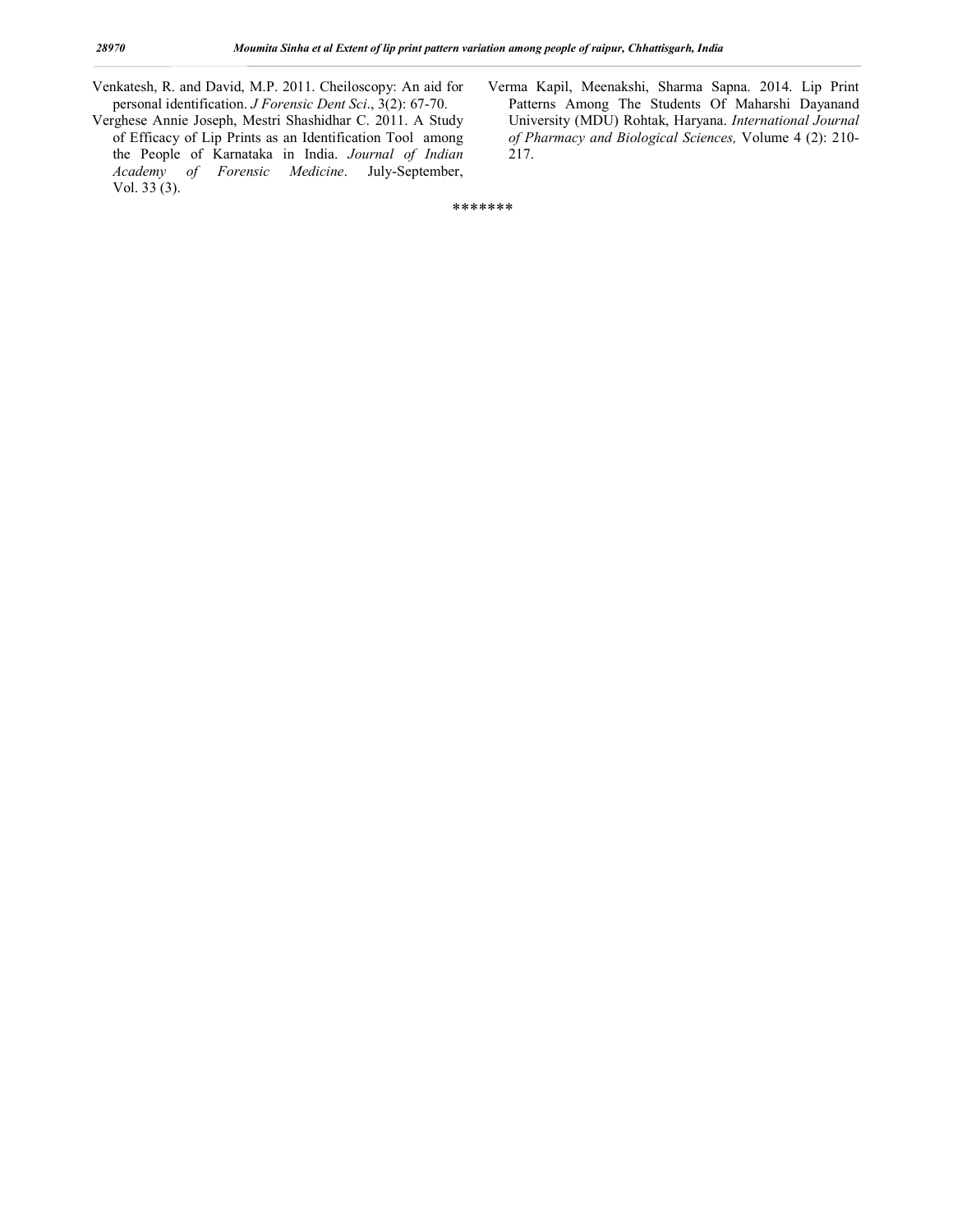Venkatesh, R. and David, M.P. 2011. Cheiloscopy: An aid for personal identification. *J Forensic Dent Sci*., 3(2): 67-70.

Verghese Annie Joseph, Mestri Shashidhar C. 2011. A Study of Efficacy of Lip Prints as an Identification Tool among the People of Karnataka in India. *Journal of Indian Academy of Forensic Medicine*. July-September, Vol. 33 (3).

Verma Kapil, Meenakshi, Sharma Sapna. 2014. Lip Print Patterns Among The Students Of Maharshi Dayanand University (MDU) Rohtak, Haryana. *International Journal of Pharmacy and Biological Sciences,* Volume 4 (2): 210-217.

*******